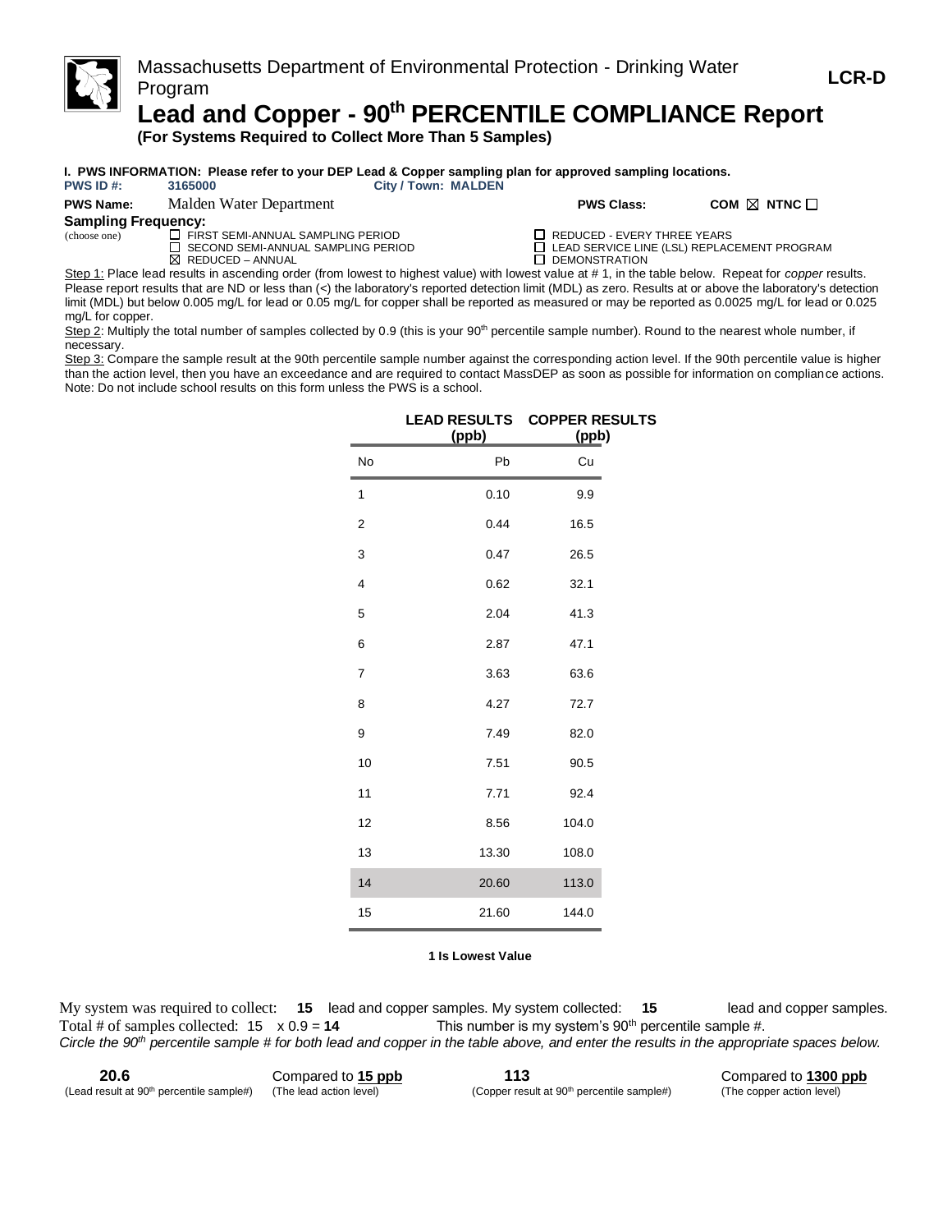Massachusetts Department of Environmental Protection - Drinking Water Program

**LCR-D**

# Lead and Copper - 90th PERCENTILE COMPLIANCE Report

**(For Systems Required to Collect More Than 5 Samples)**

**I. PWS INFORMATION: Please refer to your DEP Lead & Copper sampling plan for approved sampling locations.**

**PWS ID #:** 3165000 **City / Town:** MALDEN

**PWS Name:** Malden Water Department **PWS Class:** COM ☒ NTNC ☐

**Sampling Frequency:**

(choose one)

- ☐ FIRST SEMI-ANNUAL SAMPLING PERIOD
- ☐ SECOND SEMI-ANNUAL SAMPLING PERIOD
- ☒ REDUCED – ANNUAL
- ☐ REDUCED - EVERY THREE YEARS
- ☐ LEAD SERVICE LINE (LSL) REPLACEMENT PROGRAM
- ☐ DEMONSTRATION

Step 1: Place lead results in ascending order (from lowest to highest value) with lowest value at # 1, in the table below. Repeat for *copper* results. Please report results that are ND or less than (<) the laboratory's reported detection limit (MDL) as zero. Results at or above the laboratory's detection limit (MDL) but below 0.005 mg/L for lead or 0.05 mg/L for copper shall be reported as measured or may be reported as 0.0025 mg/L for lead or 0.025 mg/L for copper.

Step 2: Multiply the total number of samples collected by 0.9 (this is your 90th percentile sample number). Round to the nearest whole number, if necessary.

Step 3: Compare the sample result at the 90th percentile sample number against the corresponding action level. If the 90th percentile value is higher than the action level, then you have an exceedance and are required to contact MassDEP as soon as possible for information on compliance actions. Note: Do not include school results on this form unless the PWS is a school.

| | LEAD RESULTS (ppb) | COPPER RESULTS (ppb) |
|---|---|---|
| No | Pb | Cu |
| 1 | 0.10 | 9.9 |
| 2 | 0.44 | 16.5 |
| 3 | 0.47 | 26.5 |
| 4 | 0.62 | 32.1 |
| 5 | 2.04 | 41.3 |
| 6 | 2.87 | 47.1 |
| 7 | 3.63 | 63.6 |
| 8 | 4.27 | 72.7 |
| 9 | 7.49 | 82.0 |
| 10 | 7.51 | 90.5 |
| 11 | 7.71 | 92.4 |
| 12 | 8.56 | 104.0 |
| 13 | 13.30 | 108.0 |
| 14 | 20.60 | 113.0 |
| 15 | 21.60 | 144.0 |

**1 Is Lowest Value**

My system was required to collect: **15** lead and copper samples. My system collected: **15** lead and copper samples.

Total # of samples collected: 15 x 0.9 = **14** This number is my system's 90th percentile sample #.

*Circle the 90th percentile sample # for both lead and copper in the table above, and enter the results in the appropriate spaces below.*

| **20.6** | Compared to **15 ppb** | **113** | Compared to **1300 ppb** |
|---|---|---|---|
| (Lead result at 90th percentile sample#) | (The lead action level) | (Copper result at 90th percentile sample#) | (The copper action level) |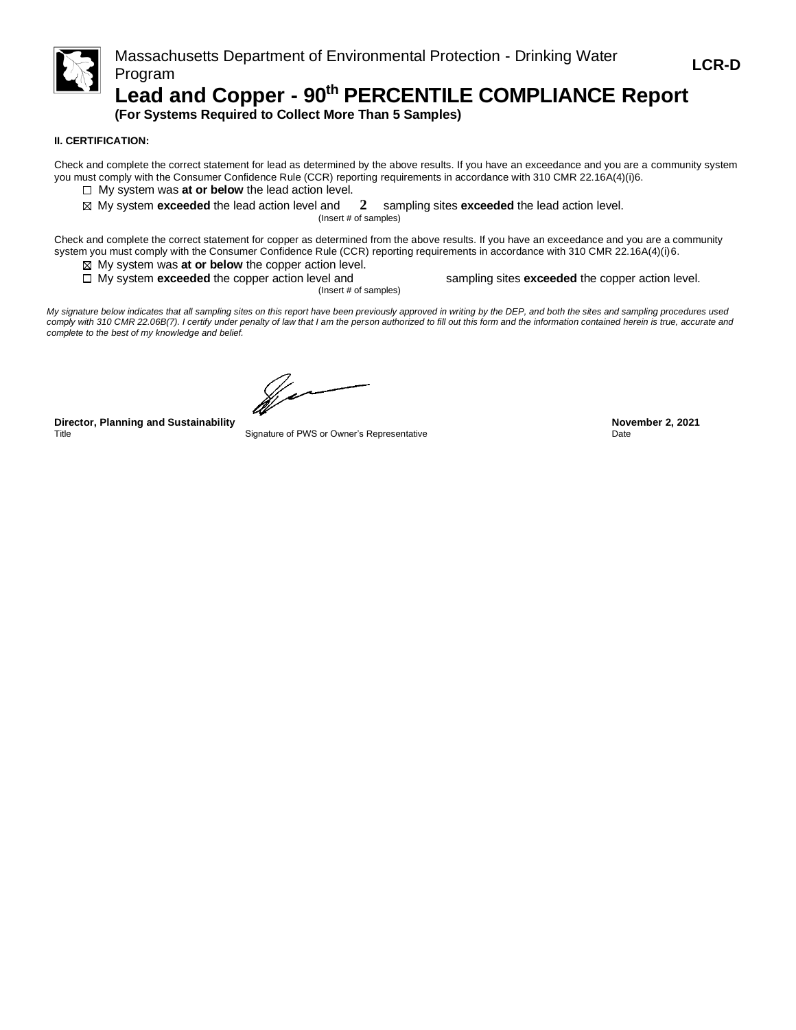Massachusetts Department of Environmental Protection - Drinking Water Program

**LCR-D**

# Lead and Copper - 90th PERCENTILE COMPLIANCE Report

**(For Systems Required to Collect More Than 5 Samples)**

**II. CERTIFICATION:**

Check and complete the correct statement for lead as determined by the above results. If you have an exceedance and you are a community system you must comply with the Consumer Confidence Rule (CCR) reporting requirements in accordance with 310 CMR 22.16A(4)(i)6.

- ☐ My system was **at or below** the lead action level.
- ☒ My system **exceeded** the lead action level and **2** sampling sites **exceeded** the lead action level.
  (Insert # of samples)

Check and complete the correct statement for copper as determined from the above results. If you have an exceedance and you are a community system you must comply with the Consumer Confidence Rule (CCR) reporting requirements in accordance with 310 CMR 22.16A(4)(i)6.

- ☒ My system was **at or below** the copper action level.
- ☐ My system **exceeded** the copper action level and ______ sampling sites **exceeded** the copper action level.
  (Insert # of samples)

*My signature below indicates that all sampling sites on this report have been previously approved in writing by the DEP, and both the sites and sampling procedures used comply with 310 CMR 22.06B(7). I certify under penalty of law that I am the person authorized to fill out this form and the information contained herein is true, accurate and complete to the best of my knowledge and belief.*

| **Director, Planning and Sustainability** | [signature] | **November 2, 2021** |
|---|---|---|
| Title | Signature of PWS or Owner's Representative | Date |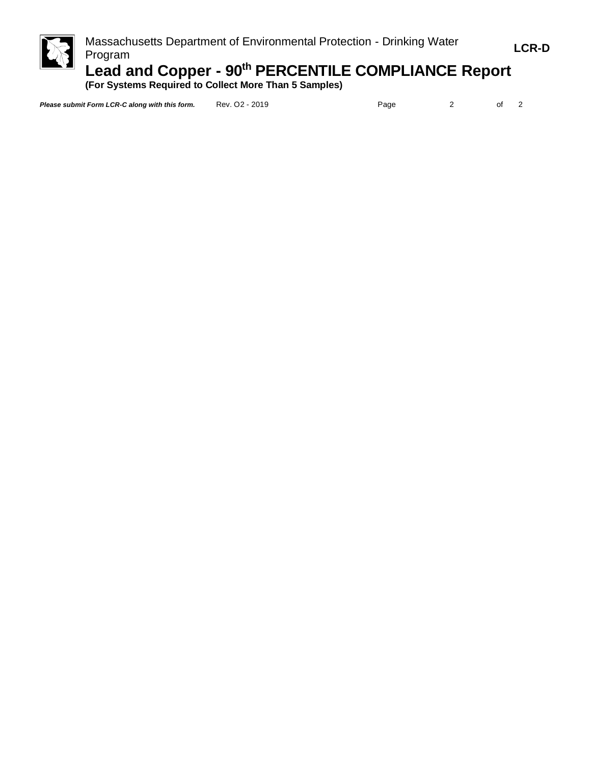Massachusetts Department of Environmental Protection - Drinking Water Program

**LCR-D**

# Lead and Copper - 90th PERCENTILE COMPLIANCE Report

**(For Systems Required to Collect More Than 5 Samples)**

***Please submit Form LCR-C along with this form.*** Rev. O2 - 2019